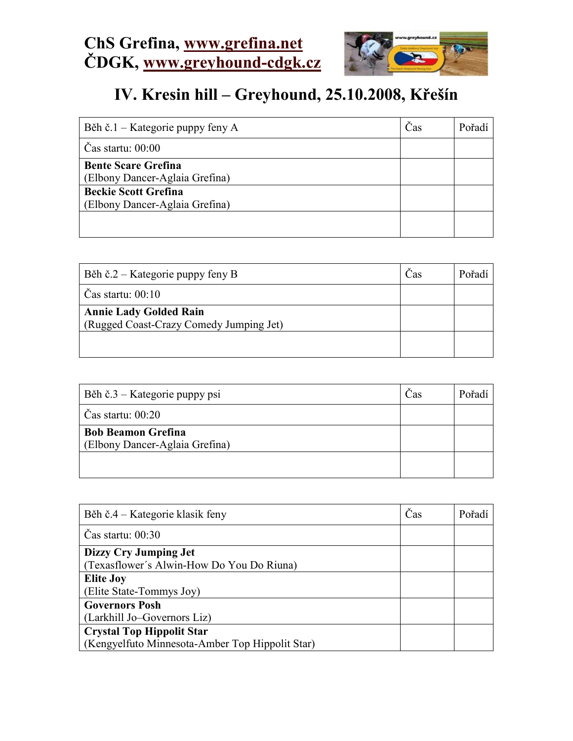ChS Grefina, www.grefina.net
ČDGK, www.greyhound-cdgk.cz

# IV. Kresin hill – Greyhound, 25.10.2008, Křešín

| Běh č.1 – Kategorie puppy feny A | Čas | Pořadí |
|---|---|---|
| Čas startu: 00:00 | | |
| **Bente Scare Grefina**<br>(Elbony Dancer-Aglaia Grefina) | | |
| **Beckie Scott Grefina**<br>(Elbony Dancer-Aglaia Grefina) | | |
| | | |

| Běh č.2 – Kategorie puppy feny B | Čas | Pořadí |
|---|---|---|
| Čas startu: 00:10 | | |
| **Annie Lady Golded Rain**<br>(Rugged Coast-Crazy Comedy Jumping Jet) | | |
| | | |

| Běh č.3 – Kategorie puppy psi | Čas | Pořadí |
|---|---|---|
| Čas startu: 00:20 | | |
| **Bob Beamon Grefina**<br>(Elbony Dancer-Aglaia Grefina) | | |
| | | |

| Běh č.4 – Kategorie klasik feny | Čas | Pořadí |
|---|---|---|
| Čas startu: 00:30 | | |
| **Dizzy Cry Jumping Jet**<br>(Texasflower´s Alwin-How Do You Do Riuna) | | |
| **Elite Joy**<br>(Elite State-Tommys Joy) | | |
| **Governors Posh**<br>(Larkhill Jo–Governors Liz) | | |
| **Crystal Top Hippolit Star**<br>(Kengyelfuto Minnesota-Amber Top Hippolit Star) | | |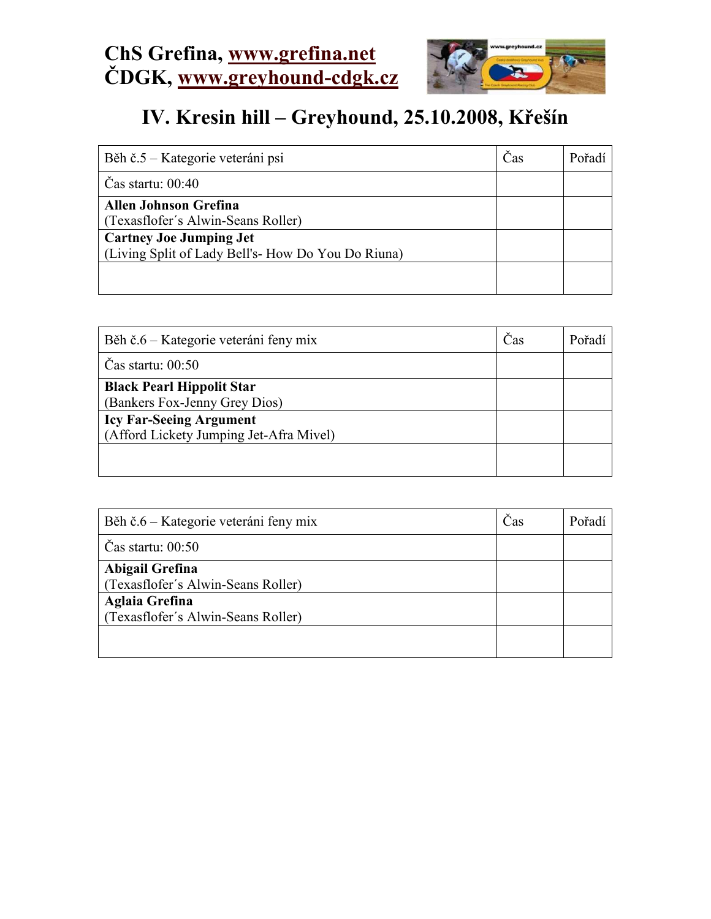ChS Grefina, www.grefina.net
ČDGK, www.greyhound-cdgk.cz

# IV. Kresin hill – Greyhound, 25.10.2008, Křešín

| Běh č.5 – Kategorie veteráni psi | Čas | Pořadí |
| --- | --- | --- |
| Čas startu: 00:40 | | |
| **Allen Johnson Grefina**<br>(Texasflofer´s Alwin-Seans Roller) | | |
| **Cartney Joe Jumping Jet**<br>(Living Split of Lady Bell's- How Do You Do Riuna) | | |
| | | |

| Běh č.6 – Kategorie veteráni feny mix | Čas | Pořadí |
| --- | --- | --- |
| Čas startu: 00:50 | | |
| **Black Pearl Hippolit Star**<br>(Bankers Fox-Jenny Grey Dios) | | |
| **Icy Far-Seeing Argument**<br>(Afford Lickety Jumping Jet-Afra Mivel) | | |
| | | |

| Běh č.6 – Kategorie veteráni feny mix | Čas | Pořadí |
| --- | --- | --- |
| Čas startu: 00:50 | | |
| **Abigail Grefina**<br>(Texasflofer´s Alwin-Seans Roller) | | |
| **Aglaia Grefina**<br>(Texasflofer´s Alwin-Seans Roller) | | |
| | | |